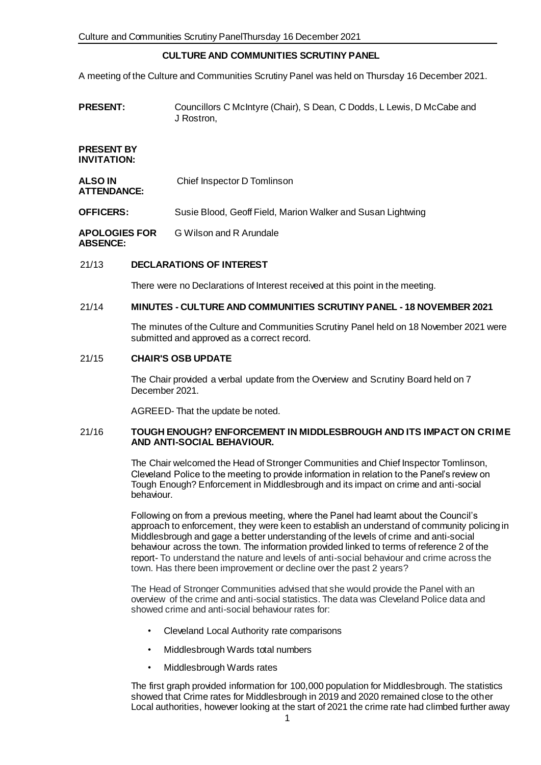# CULTURE AND COMMUNITIES SCRUTINY PANEL

A meeting of the Culture and Communities Scrutiny Panel was held on Thursday 16 December 2021.

**PRESENT:** Councillors C McIntyre (Chair), S Dean, C Dodds, L Lewis, D McCabe and J Rostron,

**PRESENT BY INVITATION:**

**ALSO IN ATTENDANCE:** Chief Inspector D Tomlinson

**OFFICERS:** Susie Blood, Geoff Field, Marion Walker and Susan Lightwing

**APOLOGIES FOR ABSENCE:** G Wilson and R Arundale

## 21/13 DECLARATIONS OF INTEREST

There were no Declarations of Interest received at this point in the meeting.

## 21/14 MINUTES - CULTURE AND COMMUNITIES SCRUTINY PANEL - 18 NOVEMBER 2021

The minutes of the Culture and Communities Scrutiny Panel held on 18 November 2021 were submitted and approved as a correct record.

## 21/15 CHAIR'S OSB UPDATE

The Chair provided a verbal update from the Overview and Scrutiny Board held on 7 December 2021.

AGREED- That the update be noted.

## 21/16 TOUGH ENOUGH? ENFORCEMENT IN MIDDLESBROUGH AND ITS IMPACT ON CRIME AND ANTI-SOCIAL BEHAVIOUR.

The Chair welcomed the Head of Stronger Communities and Chief Inspector Tomlinson, Cleveland Police to the meeting to provide information in relation to the Panel's review on Tough Enough? Enforcement in Middlesbrough and its impact on crime and anti-social behaviour.

Following on from a previous meeting, where the Panel had learnt about the Council's approach to enforcement, they were keen to establish an understand of community policing in Middlesbrough and gage a better understanding of the levels of crime and anti-social behaviour across the town. The information provided linked to terms of reference 2 of the report- To understand the nature and levels of anti-social behaviour and crime across the town. Has there been improvement or decline over the past 2 years?

The Head of Stronger Communities advised that she would provide the Panel with an overview of the crime and anti-social statistics. The data was Cleveland Police data and showed crime and anti-social behaviour rates for:

- Cleveland Local Authority rate comparisons
- Middlesbrough Wards total numbers
- Middlesbrough Wards rates

The first graph provided information for 100,000 population for Middlesbrough. The statistics showed that Crime rates for Middlesbrough in 2019 and 2020 remained close to the other Local authorities, however looking at the start of 2021 the crime rate had climbed further away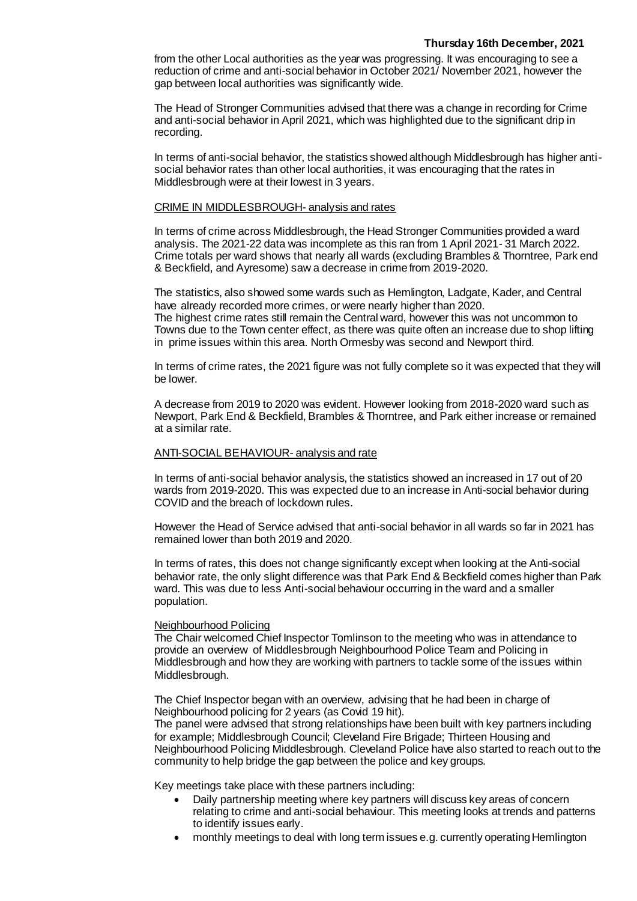from the other Local authorities as the year was progressing. It was encouraging to see a reduction of crime and anti-social behavior in October 2021/ November 2021, however the gap between local authorities was significantly wide.

The Head of Stronger Communities advised that there was a change in recording for Crime and anti-social behavior in April 2021, which was highlighted due to the significant drip in recording.

In terms of anti-social behavior, the statistics showed although Middlesbrough has higher anti-social behavior rates than other local authorities, it was encouraging that the rates in Middlesbrough were at their lowest in 3 years.

<u>CRIME IN MIDDLESBROUGH- analysis and rates</u>

In terms of crime across Middlesbrough, the Head Stronger Communities provided a ward analysis. The 2021-22 data was incomplete as this ran from 1 April 2021- 31 March 2022. Crime totals per ward shows that nearly all wards (excluding Brambles & Thorntree, Park end & Beckfield, and Ayresome) saw a decrease in crime from 2019-2020.

The statistics, also showed some wards such as Hemlington, Ladgate, Kader, and Central have already recorded more crimes, or were nearly higher than 2020.
The highest crime rates still remain the Central ward, however this was not uncommon to Towns due to the Town center effect, as there was quite often an increase due to shop lifting in prime issues within this area. North Ormesby was second and Newport third.

In terms of crime rates, the 2021 figure was not fully complete so it was expected that they will be lower.

A decrease from 2019 to 2020 was evident. However looking from 2018-2020 ward such as Newport, Park End & Beckfield, Brambles & Thorntree, and Park either increase or remained at a similar rate.

<u>ANTI-SOCIAL BEHAVIOUR- analysis and rate</u>

In terms of anti-social behavior analysis, the statistics showed an increased in 17 out of 20 wards from 2019-2020. This was expected due to an increase in Anti-social behavior during COVID and the breach of lockdown rules.

However the Head of Service advised that anti-social behavior in all wards so far in 2021 has remained lower than both 2019 and 2020.

In terms of rates, this does not change significantly except when looking at the Anti-social behavior rate, the only slight difference was that Park End & Beckfield comes higher than Park ward. This was due to less Anti-social behaviour occurring in the ward and a smaller population.

<u>Neighbourhood Policing</u>
The Chair welcomed Chief Inspector Tomlinson to the meeting who was in attendance to provide an overview of Middlesbrough Neighbourhood Police Team and Policing in Middlesbrough and how they are working with partners to tackle some of the issues within Middlesbrough.

The Chief Inspector began with an overview, advising that he had been in charge of Neighbourhood policing for 2 years (as Covid 19 hit).
The panel were advised that strong relationships have been built with key partners including for example; Middlesbrough Council; Cleveland Fire Brigade; Thirteen Housing and Neighbourhood Policing Middlesbrough. Cleveland Police have also started to reach out to the community to help bridge the gap between the police and key groups.

Key meetings take place with these partners including:

- Daily partnership meeting where key partners will discuss key areas of concern relating to crime and anti-social behaviour. This meeting looks at trends and patterns to identify issues early.
- monthly meetings to deal with long term issues e.g. currently operating Hemlington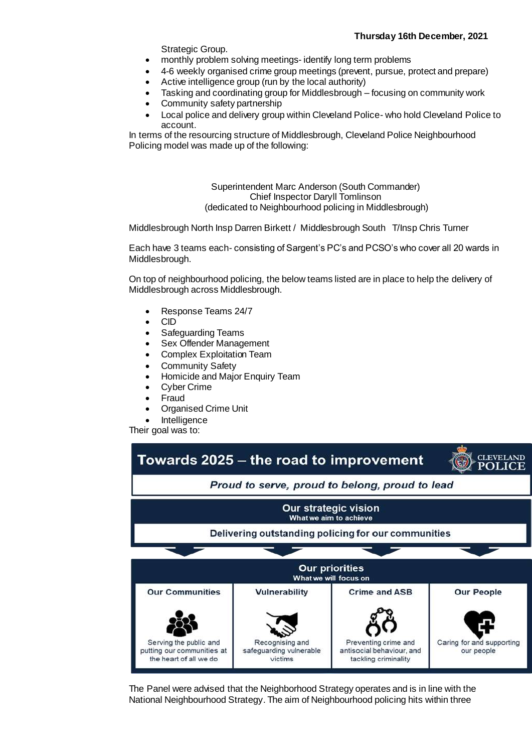Strategic Group.

- monthly problem solving meetings- identify long term problems
- 4-6 weekly organised crime group meetings (prevent, pursue, protect and prepare)
- Active intelligence group (run by the local authority)
- Tasking and coordinating group for Middlesbrough – focusing on community work
- Community safety partnership
- Local police and delivery group within Cleveland Police- who hold Cleveland Police to account.

In terms of the resourcing structure of Middlesbrough, Cleveland Police Neighbourhood Policing model was made up of the following:

Superintendent Marc Anderson (South Commander)
Chief Inspector Daryll Tomlinson
(dedicated to Neighbourhood policing in Middlesbrough)

Middlesbrough North Insp Darren Birkett / Middlesbrough South T/Insp Chris Turner

Each have 3 teams each- consisting of Sargent's PC's and PCSO's who cover all 20 wards in Middlesbrough.

On top of neighbourhood policing, the below teams listed are in place to help the delivery of Middlesbrough across Middlesbrough.

- Response Teams 24/7
- CID
- Safeguarding Teams
- Sex Offender Management
- Complex Exploitation Team
- Community Safety
- Homicide and Major Enquiry Team
- Cyber Crime
- Fraud
- Organised Crime Unit
- Intelligence

Their goal was to:

**Towards 2025 – the road to improvement** CLEVELAND POLICE

*Proud to serve, proud to belong, proud to lead*

**Our strategic vision**
What we aim to achieve

**Delivering outstanding policing for our communities**

**Our priorities**
What we will focus on

| Our Communities | Vulnerability | Crime and ASB | Our People |
| --- | --- | --- | --- |
| Serving the public and putting our communities at the heart of all we do | Recognising and safeguarding vulnerable victims | Preventing crime and antisocial behaviour, and tackling criminality | Caring for and supporting our people |

The Panel were advised that the Neighborhood Strategy operates and is in line with the National Neighbourhood Strategy. The aim of Neighbourhood policing hits within three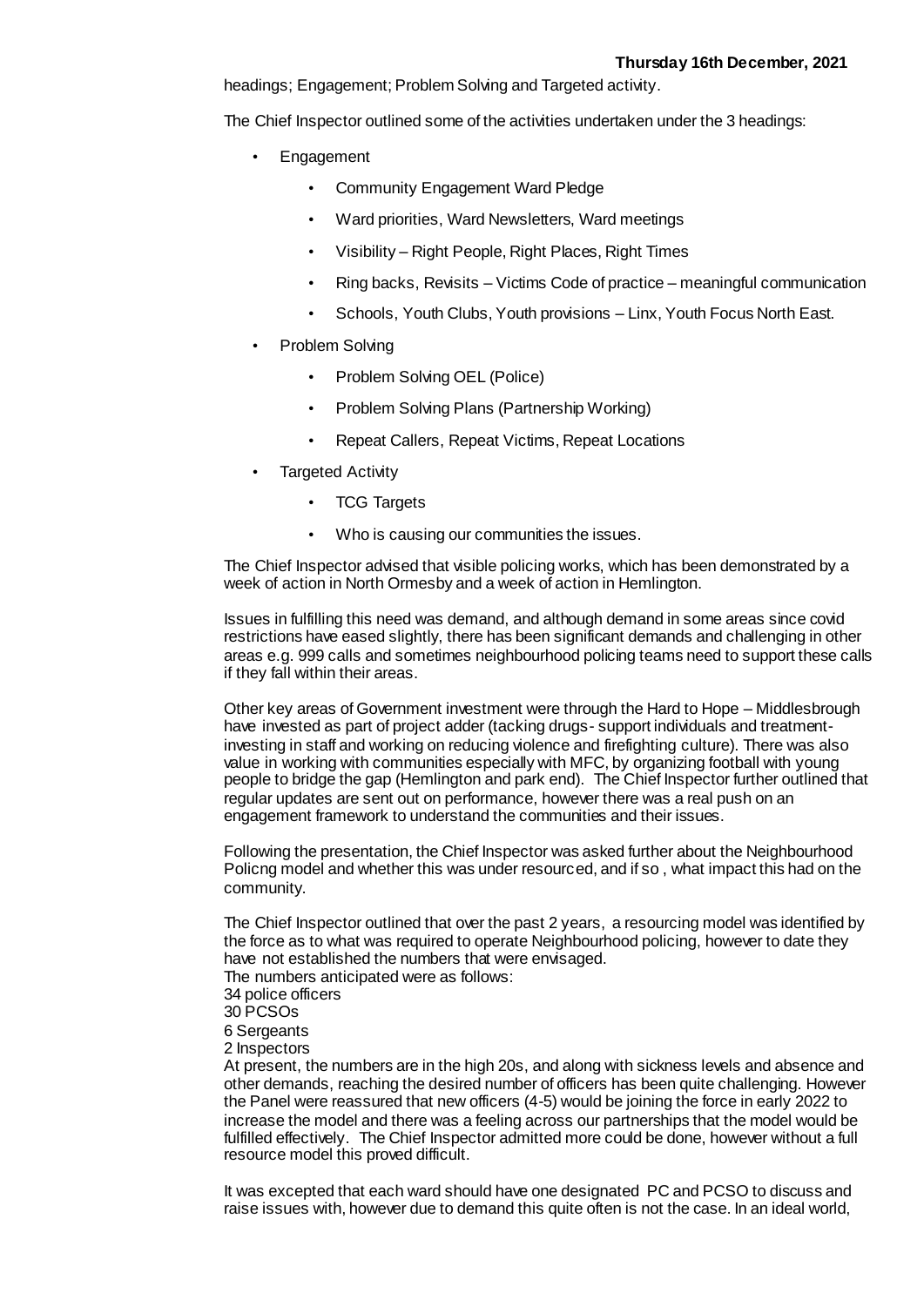headings; Engagement; Problem Solving and Targeted activity.

The Chief Inspector outlined some of the activities undertaken under the 3 headings:

- Engagement
    - Community Engagement Ward Pledge
    - Ward priorities, Ward Newsletters, Ward meetings
    - Visibility – Right People, Right Places, Right Times
    - Ring backs, Revisits – Victims Code of practice – meaningful communication
    - Schools, Youth Clubs, Youth provisions – Linx, Youth Focus North East.
- Problem Solving
    - Problem Solving OEL (Police)
    - Problem Solving Plans (Partnership Working)
    - Repeat Callers, Repeat Victims, Repeat Locations
- Targeted Activity
    - TCG Targets
    - Who is causing our communities the issues.

The Chief Inspector advised that visible policing works, which has been demonstrated by a week of action in North Ormesby and a week of action in Hemlington.

Issues in fulfilling this need was demand, and although demand in some areas since covid restrictions have eased slightly, there has been significant demands and challenging in other areas e.g. 999 calls and sometimes neighbourhood policing teams need to support these calls if they fall within their areas.

Other key areas of Government investment were through the Hard to Hope – Middlesbrough have invested as part of project adder (tacking drugs- support individuals and treatment- investing in staff and working on reducing violence and firefighting culture). There was also value in working with communities especially with MFC, by organizing football with young people to bridge the gap (Hemlington and park end). The Chief Inspector further outlined that regular updates are sent out on performance, however there was a real push on an engagement framework to understand the communities and their issues.

Following the presentation, the Chief Inspector was asked further about the Neighbourhood Policng model and whether this was under resourced, and if so , what impact this had on the community.

The Chief Inspector outlined that over the past 2 years, a resourcing model was identified by the force as to what was required to operate Neighbourhood policing, however to date they have not established the numbers that were envisaged.
The numbers anticipated were as follows:
34 police officers
30 PCSOs
6 Sergeants
2 Inspectors
At present, the numbers are in the high 20s, and along with sickness levels and absence and other demands, reaching the desired number of officers has been quite challenging. However the Panel were reassured that new officers (4-5) would be joining the force in early 2022 to increase the model and there was a feeling across our partnerships that the model would be fulfilled effectively. The Chief Inspector admitted more could be done, however without a full resource model this proved difficult.

It was excepted that each ward should have one designated PC and PCSO to discuss and raise issues with, however due to demand this quite often is not the case. In an ideal world,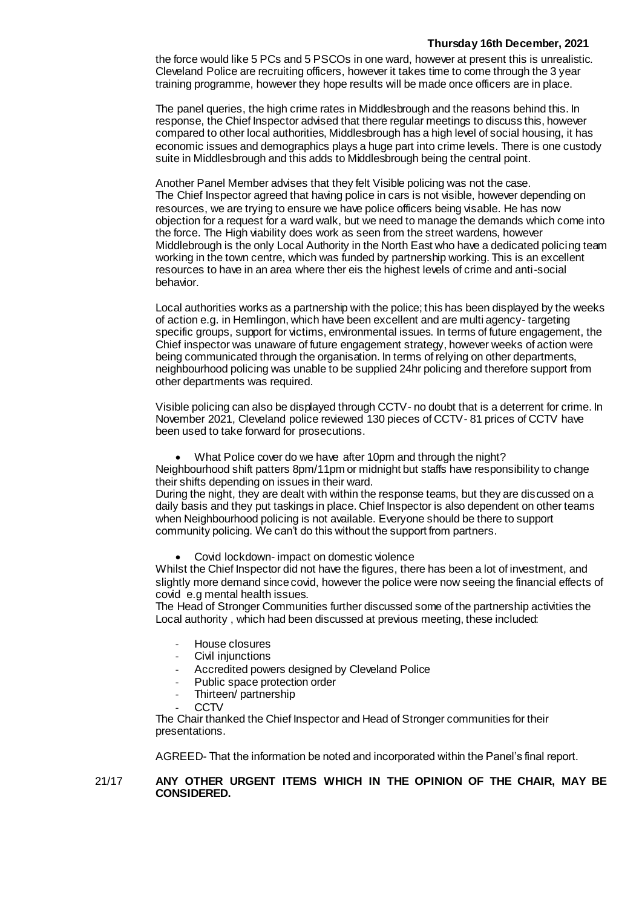the force would like 5 PCs and 5 PSCOs in one ward, however at present this is unrealistic. Cleveland Police are recruiting officers, however it takes time to come through the 3 year training programme, however they hope results will be made once officers are in place.

The panel queries, the high crime rates in Middlesbrough and the reasons behind this. In response, the Chief Inspector advised that there regular meetings to discuss this, however compared to other local authorities, Middlesbrough has a high level of social housing, it has economic issues and demographics plays a huge part into crime levels. There is one custody suite in Middlesbrough and this adds to Middlesbrough being the central point.

Another Panel Member advises that they felt Visible policing was not the case. The Chief Inspector agreed that having police in cars is not visible, however depending on resources, we are trying to ensure we have police officers being visable. He has now objection for a request for a ward walk, but we need to manage the demands which come into the force. The High viability does work as seen from the street wardens, however Middlebrough is the only Local Authority in the North East who have a dedicated policing team working in the town centre, which was funded by partnership working. This is an excellent resources to have in an area where ther eis the highest levels of crime and anti-social behavior.

Local authorities works as a partnership with the police; this has been displayed by the weeks of action e.g. in Hemlingon, which have been excellent and are multi agency- targeting specific groups, support for victims, environmental issues. In terms of future engagement, the Chief inspector was unaware of future engagement strategy, however weeks of action were being communicated through the organisation. In terms of relying on other departments, neighbourhood policing was unable to be supplied 24hr policing and therefore support from other departments was required.

Visible policing can also be displayed through CCTV- no doubt that is a deterrent for crime. In November 2021, Cleveland police reviewed 130 pieces of CCTV- 81 prices of CCTV have been used to take forward for prosecutions.

- What Police cover do we have after 10pm and through the night?

Neighbourhood shift patters 8pm/11pm or midnight but staffs have responsibility to change their shifts depending on issues in their ward.
During the night, they are dealt with within the response teams, but they are discussed on a daily basis and they put taskings in place. Chief Inspector is also dependent on other teams when Neighbourhood policing is not available. Everyone should be there to support community policing. We can't do this without the support from partners.

- Covid lockdown- impact on domestic violence

Whilst the Chief Inspector did not have the figures, there has been a lot of investment, and slightly more demand since covid, however the police were now seeing the financial effects of covid e.g mental health issues.
The Head of Stronger Communities further discussed some of the partnership activities the Local authority , which had been discussed at previous meeting, these included:

- House closures
- Civil injunctions
- Accredited powers designed by Cleveland Police
- Public space protection order
- Thirteen/ partnership
- CCTV

The Chair thanked the Chief Inspector and Head of Stronger communities for their presentations.

AGREED- That the information be noted and incorporated within the Panel's final report.

**21/17 ANY OTHER URGENT ITEMS WHICH IN THE OPINION OF THE CHAIR, MAY BE CONSIDERED.**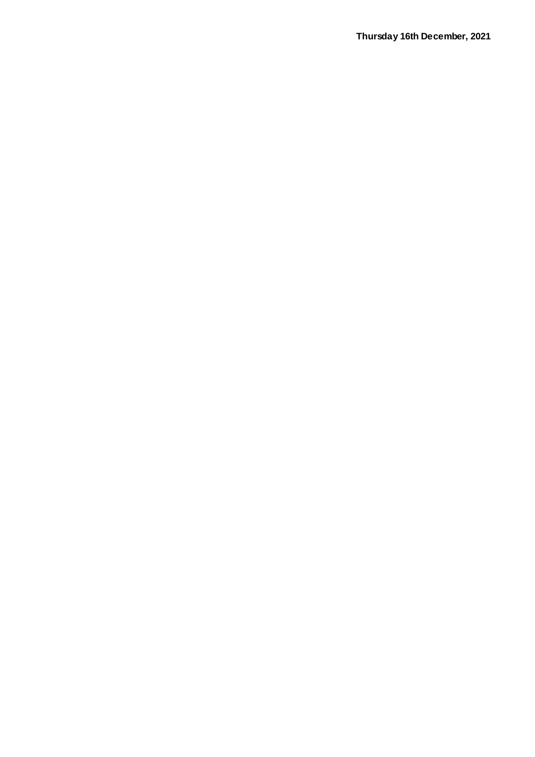**Thursday 16th December, 2021**